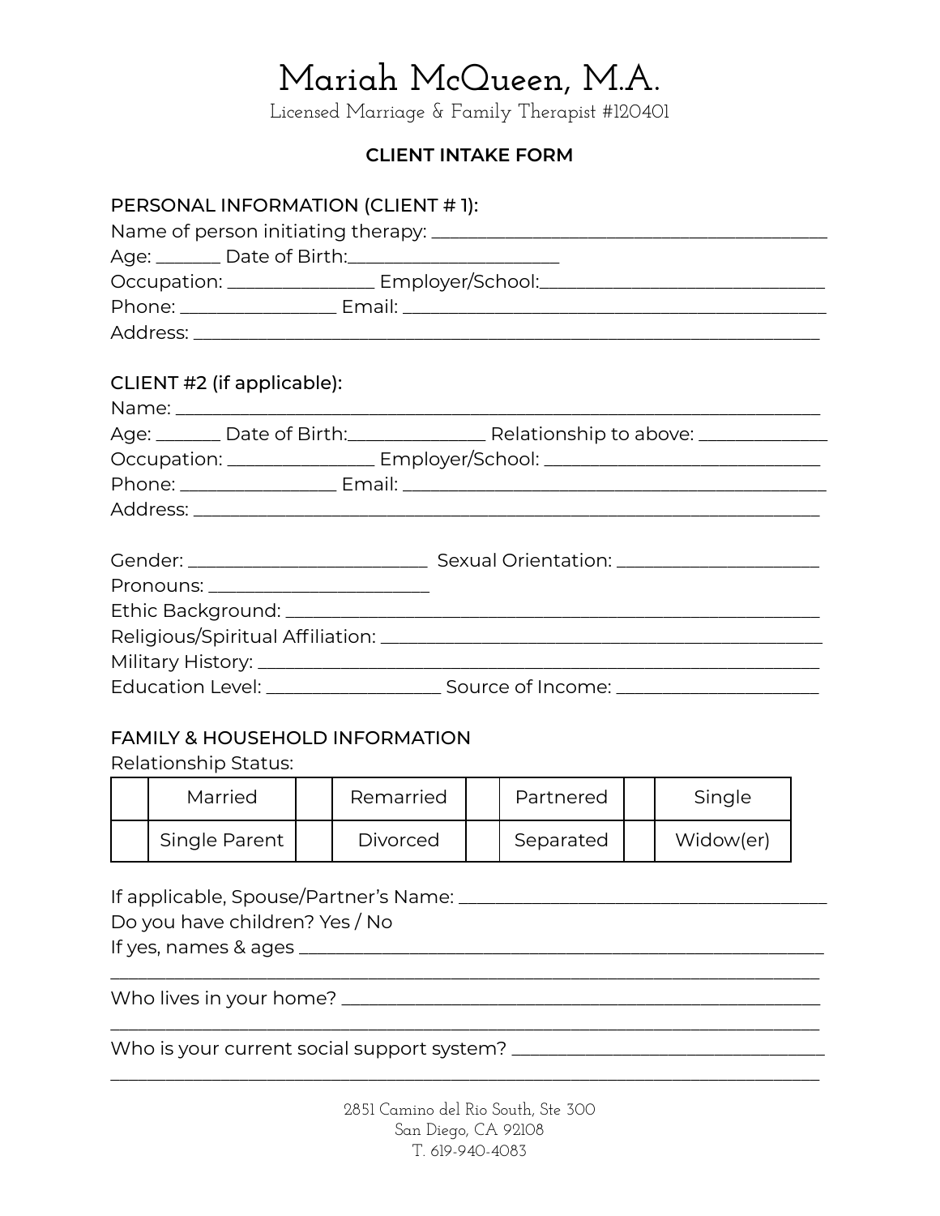# Mariah McQueen, M.A.

Licensed Marriage & Family Therapist #120401

## CLIENT INTAKE FORM

PERSONAL INFORMATION (CLIENT # 1):

Name of person initiating therapy: ___________________________________________

Age: _______ Date of Birth:______________________

Occupation: ________________ Employer/School:_____________________________

Phone: _________________ Email: ______________________________________________

Address: _____________________________________________________________________

CLIENT #2 (if applicable):

Name: _______________________________________________________________________

Age: _______ Date of Birth:_______________ Relationship to above: ______________

Occupation: ________________ Employer/School: _____________________________

Phone: _________________ Email: ______________________________________________

Address: _____________________________________________________________________

Gender: _________________________ Sexual Orientation: ______________________

Pronouns: ________________________

Ethic Background: ___________________________________________________________

Religious/Spiritual Affiliation: _________________________________________________

Military History: _____________________________________________________________

Education Level: ___________________ Source of Income: ______________________

FAMILY & HOUSEHOLD INFORMATION

Relationship Status:

| | Married | | Remarried | | Partnered | | Single |
|---|---|---|---|---|---|---|---|
| | Single Parent | | Divorced | | Separated | | Widow(er) |

If applicable, Spouse/Partner's Name: _________________________________________

Do you have children? Yes / No

If yes, names & ages ___________________________________________________________

_____________________________________________________________________________

Who lives in your home? _________________________________________________________

_____________________________________________________________________________

Who is your current social support system? __________________________________

_____________________________________________________________________________

2851 Camino del Rio South, Ste 300
San Diego, CA 92108
T. 619-940-4083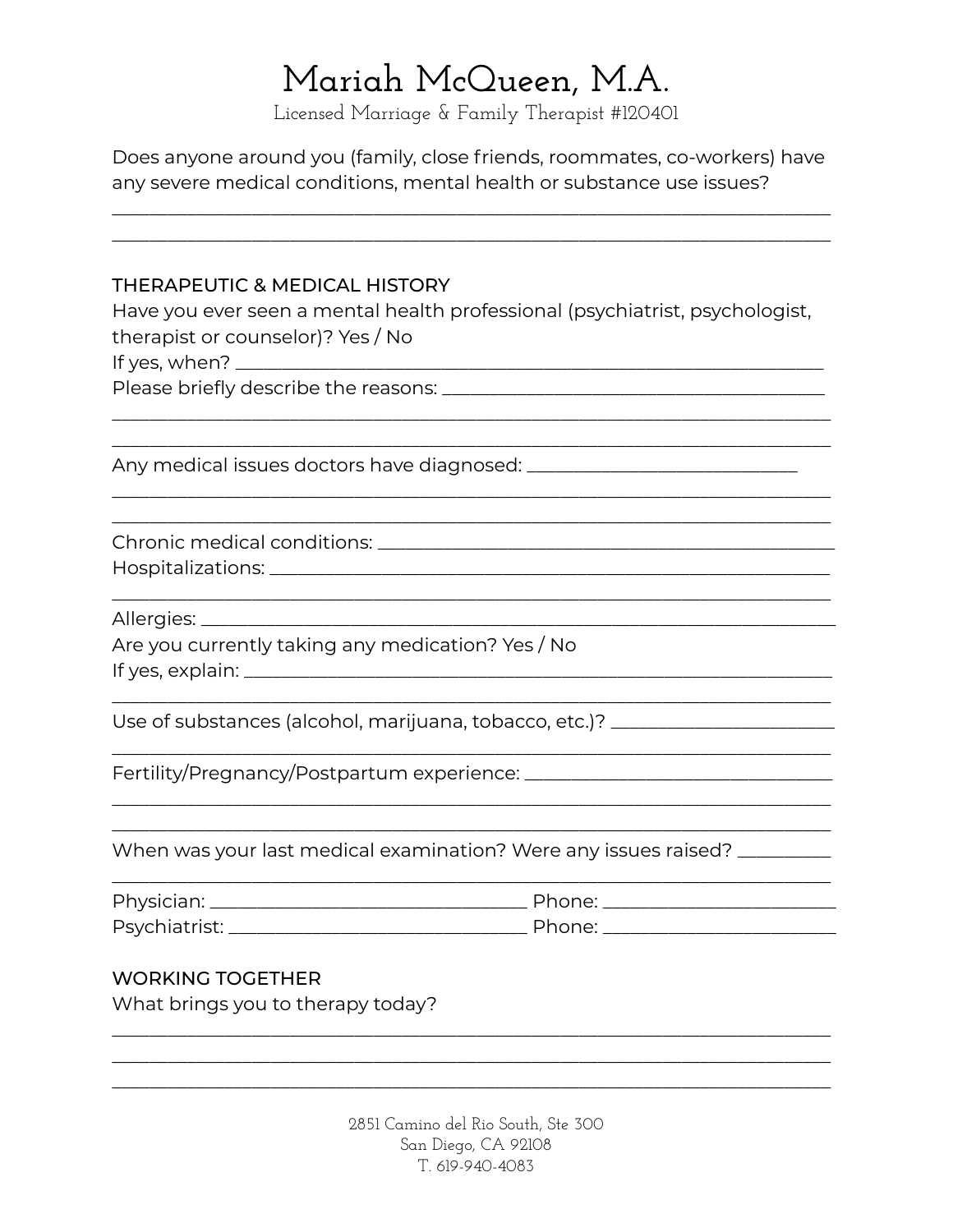# Mariah McQueen, M.A.

Licensed Marriage & Family Therapist #120401

Does anyone around you (family, close friends, roommates, co-workers) have any severe medical conditions, mental health or substance use issues?

______________________________________________________________________

______________________________________________________________________

## THERAPEUTIC & MEDICAL HISTORY

Have you ever seen a mental health professional (psychiatrist, psychologist, therapist or counselor)? Yes / No

If yes, when? ______________________________________________________

Please briefly describe the reasons: ________________________________

______________________________________________________________________

______________________________________________________________________

Any medical issues doctors have diagnosed: __________________________

______________________________________________________________________

______________________________________________________________________

Chronic medical conditions: ________________________________________

Hospitalizations: ___________________________________________________

______________________________________________________________________

Allergies: _________________________________________________________

Are you currently taking any medication? Yes / No

If yes, explain: ____________________________________________________

______________________________________________________________________

Use of substances (alcohol, marijuana, tobacco, etc.)? __________________

______________________________________________________________________

Fertility/Pregnancy/Postpartum experience: __________________________

______________________________________________________________________

______________________________________________________________________

When was your last medical examination? Were any issues raised? ________

______________________________________________________________________

Physician: ____________________________ Phone: ____________________

Psychiatrist: __________________________ Phone: ____________________

## WORKING TOGETHER

What brings you to therapy today?

______________________________________________________________________

______________________________________________________________________

______________________________________________________________________

2851 Camino del Rio South, Ste 300
San Diego, CA 92108
T. 619-940-4083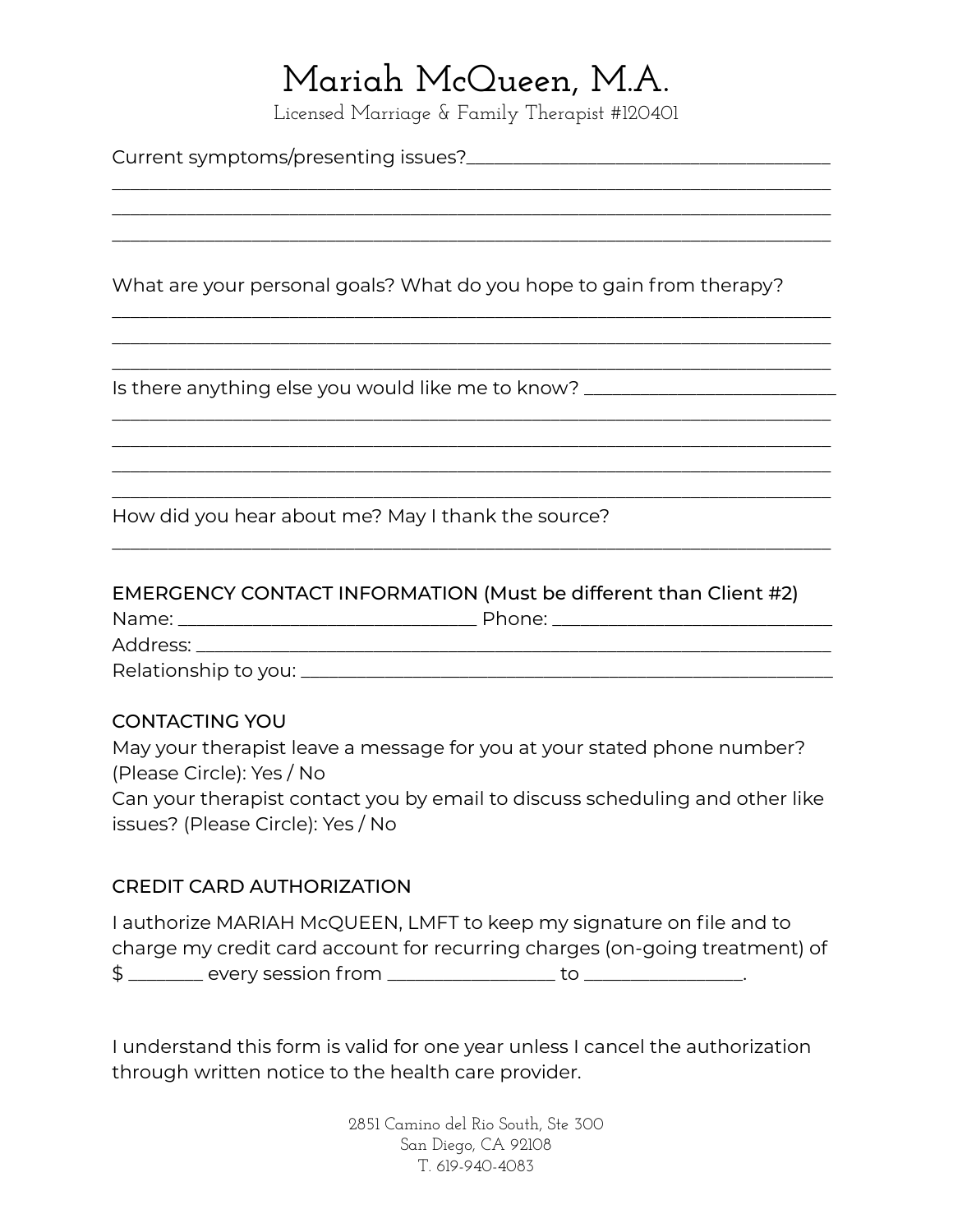# Mariah McQueen, M.A.

Licensed Marriage & Family Therapist #120401

Current symptoms/presenting issues?_______________________________________
___________________________________________________________________________
___________________________________________________________________________
___________________________________________________________________________

What are your personal goals? What do you hope to gain from therapy?
___________________________________________________________________________
___________________________________________________________________________
___________________________________________________________________________

Is there anything else you would like me to know? __________________________
___________________________________________________________________________
___________________________________________________________________________
___________________________________________________________________________
___________________________________________________________________________

How did you hear about me? May I thank the source?
___________________________________________________________________________

EMERGENCY CONTACT INFORMATION (Must be different than Client #2)
Name: ______________________________ Phone: ___________________________
Address: _________________________________________________________________
Relationship to you: ______________________________________________________

CONTACTING YOU
May your therapist leave a message for you at your stated phone number? (Please Circle): Yes / No
Can your therapist contact you by email to discuss scheduling and other like issues? (Please Circle): Yes / No

CREDIT CARD AUTHORIZATION

I authorize MARIAH McQUEEN, LMFT to keep my signature on file and to charge my credit card account for recurring charges (on-going treatment) of $ ________ every session from _________________ to ________________.

I understand this form is valid for one year unless I cancel the authorization through written notice to the health care provider.

2851 Camino del Rio South, Ste 300
San Diego, CA 92108
T. 619-940-4083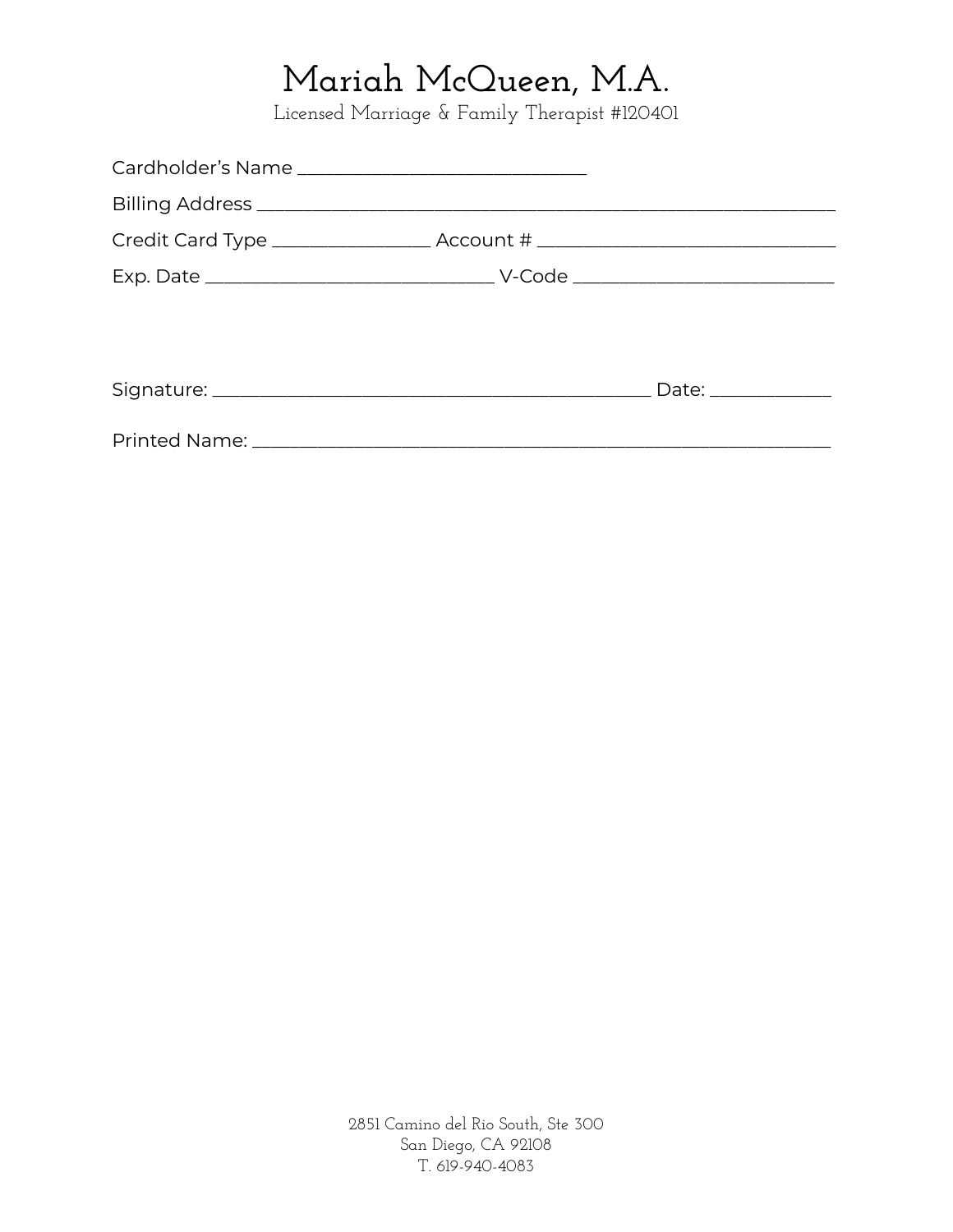# Mariah McQueen, M.A.

Licensed Marriage & Family Therapist #120401

Cardholder's Name ________________________________

Billing Address ________________________________________________________________

Credit Card Type _________________ Account # _________________________________

Exp. Date ________________________________ V-Code _____________________________

Signature: ________________________________________________ Date: _____________

Printed Name: ________________________________________________________________

2851 Camino del Rio South, Ste 300
San Diego, CA 92108
T. 619-940-4083